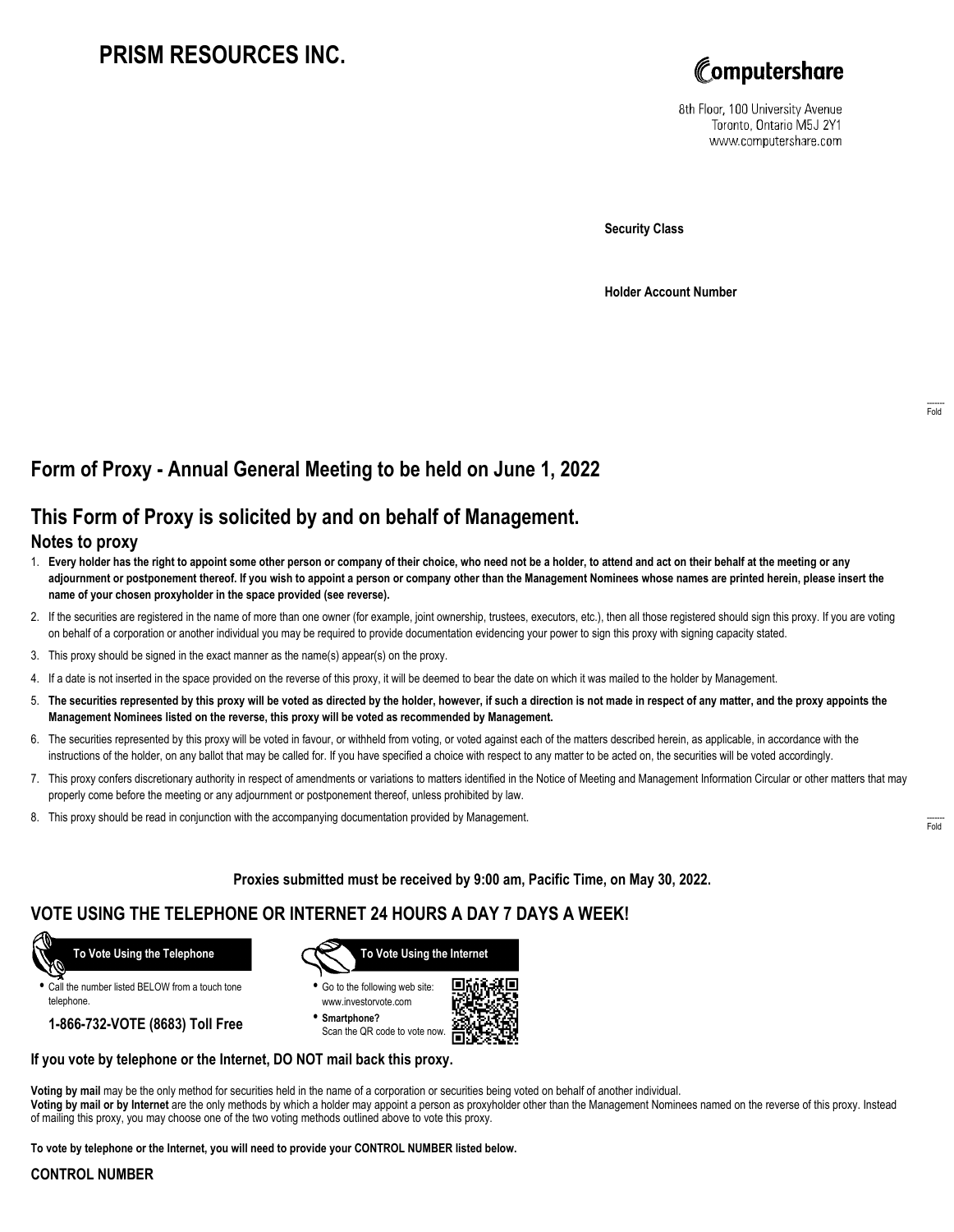# PRISM RESOURCES INC.

Computershare

8th Floor, 100 University Avenue
Toronto, Ontario M5J 2Y1
www.computershare.com

**Security Class**

**Holder Account Number**

Fold

## Form of Proxy - Annual General Meeting to be held on June 1, 2022

## This Form of Proxy is solicited by and on behalf of Management.

### Notes to proxy

1. **Every holder has the right to appoint some other person or company of their choice, who need not be a holder, to attend and act on their behalf at the meeting or any adjournment or postponement thereof. If you wish to appoint a person or company other than the Management Nominees whose names are printed herein, please insert the name of your chosen proxyholder in the space provided (see reverse).**
2. If the securities are registered in the name of more than one owner (for example, joint ownership, trustees, executors, etc.), then all those registered should sign this proxy. If you are voting on behalf of a corporation or another individual you may be required to provide documentation evidencing your power to sign this proxy with signing capacity stated.
3. This proxy should be signed in the exact manner as the name(s) appear(s) on the proxy.
4. If a date is not inserted in the space provided on the reverse of this proxy, it will be deemed to bear the date on which it was mailed to the holder by Management.
5. **The securities represented by this proxy will be voted as directed by the holder, however, if such a direction is not made in respect of any matter, and the proxy appoints the Management Nominees listed on the reverse, this proxy will be voted as recommended by Management.**
6. The securities represented by this proxy will be voted in favour, or withheld from voting, or voted against each of the matters described herein, as applicable, in accordance with the instructions of the holder, on any ballot that may be called for. If you have specified a choice with respect to any matter to be acted on, the securities will be voted accordingly.
7. This proxy confers discretionary authority in respect of amendments or variations to matters identified in the Notice of Meeting and Management Information Circular or other matters that may properly come before the meeting or any adjournment or postponement thereof, unless prohibited by law.
8. This proxy should be read in conjunction with the accompanying documentation provided by Management.

Fold

**Proxies submitted must be received by 9:00 am, Pacific Time, on May 30, 2022.**

## VOTE USING THE TELEPHONE OR INTERNET 24 HOURS A DAY 7 DAYS A WEEK!

**To Vote Using the Telephone**

- Call the number listed BELOW from a touch tone telephone.

**1-866-732-VOTE (8683) Toll Free**

**To Vote Using the Internet**

- Go to the following web site: www.investorvote.com
- **Smartphone?** Scan the QR code to vote now.

**If you vote by telephone or the Internet, DO NOT mail back this proxy.**

**Voting by mail** may be the only method for securities held in the name of a corporation or securities being voted on behalf of another individual.
**Voting by mail or by Internet** are the only methods by which a holder may appoint a person as proxyholder other than the Management Nominees named on the reverse of this proxy. Instead of mailing this proxy, you may choose one of the two voting methods outlined above to vote this proxy.

**To vote by telephone or the Internet, you will need to provide your CONTROL NUMBER listed below.**

**CONTROL NUMBER**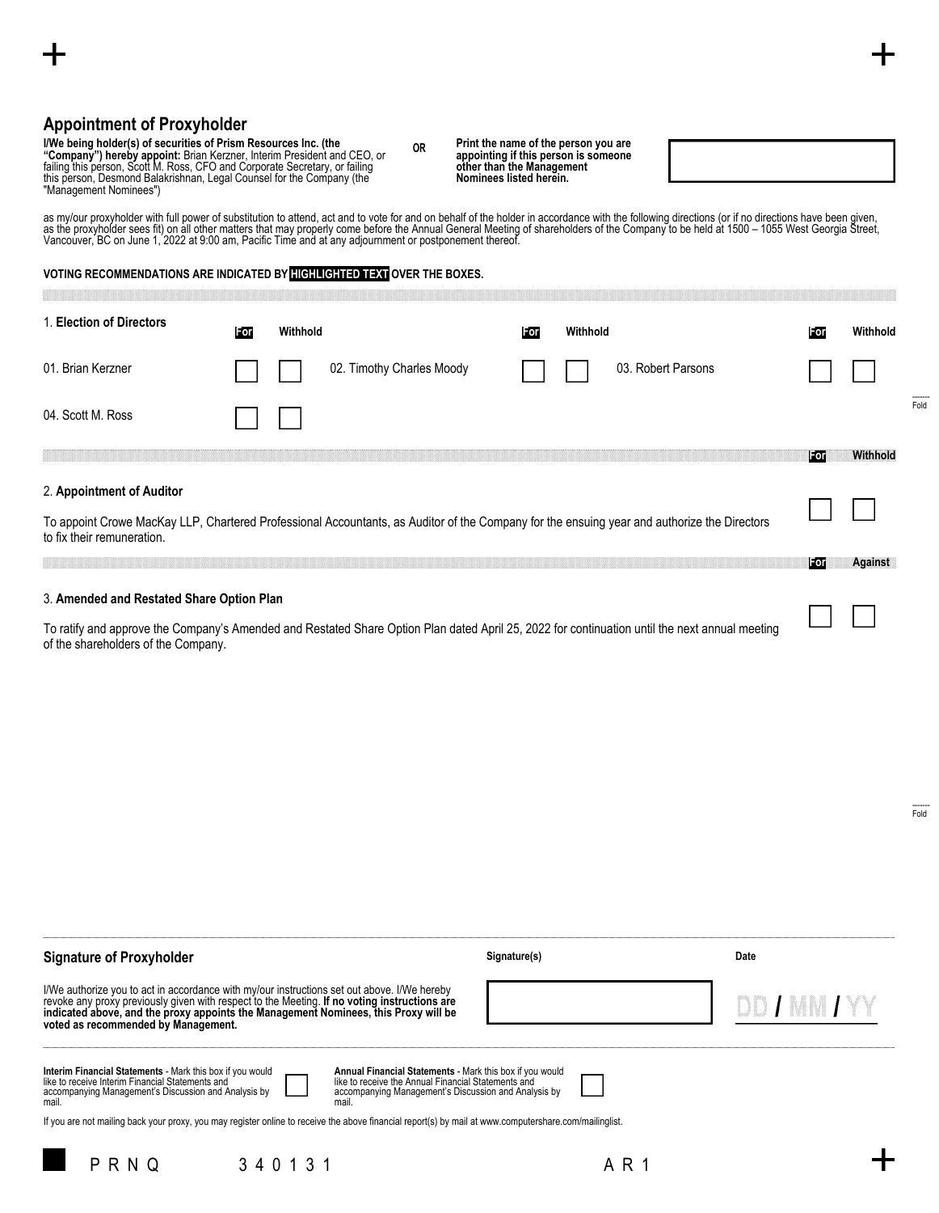## Appointment of Proxyholder

**I/We being holder(s) of securities of Prism Resources Inc. (the "Company") hereby appoint:** Brian Kerzner, Interim President and CEO, or failing this person, Scott M. Ross, CFO and Corporate Secretary, or failing this person, Desmond Balakrishnan, Legal Counsel for the Company (the "Management Nominees")

**OR**

**Print the name of the person you are appointing if this person is someone other than the Management Nominees listed herein.**

as my/our proxyholder with full power of substitution to attend, act and to vote for and on behalf of the holder in accordance with the following directions (or if no directions have been given, as the proxyholder sees fit) on all other matters that may properly come before the Annual General Meeting of shareholders of the Company to be held at 1500 – 1055 West Georgia Street, Vancouver, BC on June 1, 2022 at 9:00 am, Pacific Time and at any adjournment or postponement thereof.

**VOTING RECOMMENDATIONS ARE INDICATED BY HIGHLIGHTED TEXT OVER THE BOXES.**

### 1. Election of Directors

| | For | Withhold | | For | Withhold | | For | Withhold |
|---|---|---|---|---|---|---|---|---|
| 01. Brian Kerzner | ☐ | ☐ | 02. Timothy Charles Moody | ☐ | ☐ | 03. Robert Parsons | ☐ | ☐ |
| 04. Scott M. Ross | ☐ | ☐ | | | | | | |

### 2. Appointment of Auditor

| | For | Withhold |
|---|---|---|
| To appoint Crowe MacKay LLP, Chartered Professional Accountants, as Auditor of the Company for the ensuing year and authorize the Directors to fix their remuneration. | ☐ | ☐ |

### 3. Amended and Restated Share Option Plan

| | For | Against |
|---|---|---|
| To ratify and approve the Company's Amended and Restated Share Option Plan dated April 25, 2022 for continuation until the next annual meeting of the shareholders of the Company. | ☐ | ☐ |

## Signature of Proxyholder

I/We authorize you to act in accordance with my/our instructions set out above. I/We hereby revoke any proxy previously given with respect to the Meeting. **If no voting instructions are indicated above, and the proxy appoints the Management Nominees, this Proxy will be voted as recommended by Management.**

**Signature(s)**

**Date**

DD / MM / YY

**Interim Financial Statements** - Mark this box if you would like to receive Interim Financial Statements and accompanying Management's Discussion and Analysis by mail. ☐

**Annual Financial Statements** - Mark this box if you would like to receive the Annual Financial Statements and accompanying Management's Discussion and Analysis by mail. ☐

If you are not mailing back your proxy, you may register online to receive the above financial report(s) by mail at www.computershare.com/mailinglist.

P R N Q 3 4 0 1 3 1 A R 1